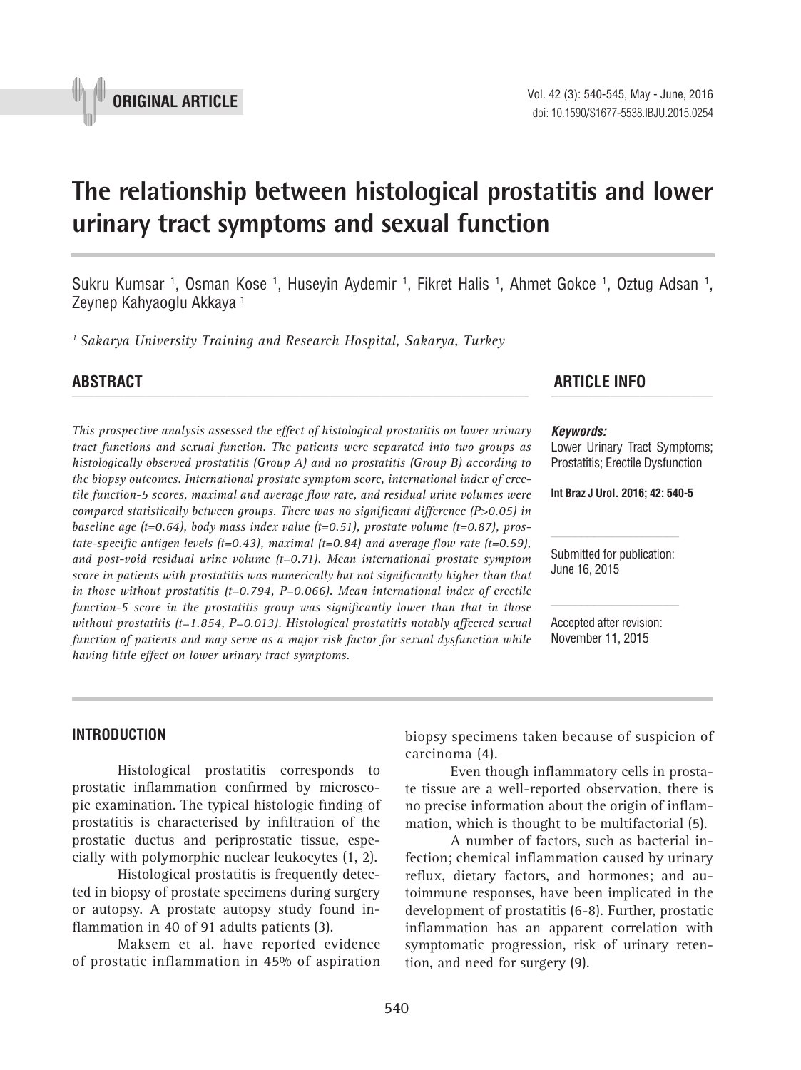ORIGINAL ARTICLE

# The relationship between histological prostatitis and lower urinary tract symptoms and sexual function

Sukru Kumsar [1], Osman Kose [1], Huseyin Aydemir [1], Fikret Halis [1], Ahmet Gokce [1], Oztug Adsan [1], Zeynep Kahyaoglu Akkaya [1]

*[1] Sakarya University Training and Research Hospital, Sakarya, Turkey*

## ABSTRACT

*This prospective analysis assessed the effect of histological prostatitis on lower urinary tract functions and sexual function. The patients were separated into two groups as histologically observed prostatitis (Group A) and no prostatitis (Group B) according to the biopsy outcomes. International prostate symptom score, international index of erectile function-5 scores, maximal and average flow rate, and residual urine volumes were compared statistically between groups. There was no significant difference (P>0.05) in baseline age (t=0.64), body mass index value (t=0.51), prostate volume (t=0.87), prostate-specific antigen levels (t=0.43), maximal (t=0.84) and average flow rate (t=0.59), and post-void residual urine volume (t=0.71). Mean international prostate symptom score in patients with prostatitis was numerically but not significantly higher than that in those without prostatitis (t=0.794, P=0.066). Mean international index of erectile function-5 score in the prostatitis group was significantly lower than that in those without prostatitis (t=1.854, P=0.013). Histological prostatitis notably affected sexual function of patients and may serve as a major risk factor for sexual dysfunction while having little effect on lower urinary tract symptoms.*

## ARTICLE INFO

***Keywords:***
Lower Urinary Tract Symptoms; Prostatitis; Erectile Dysfunction

**Int Braz J Urol. 2016; 42: 540-5**

Submitted for publication:
June 16, 2015

Accepted after revision:
November 11, 2015

## INTRODUCTION

Histological prostatitis corresponds to prostatic inflammation confirmed by microscopic examination. The typical histologic finding of prostatitis is characterised by infiltration of the prostatic ductus and periprostatic tissue, especially with polymorphic nuclear leukocytes (1, 2).

Histological prostatitis is frequently detected in biopsy of prostate specimens during surgery or autopsy. A prostate autopsy study found inflammation in 40 of 91 adults patients (3).

Maksem et al. have reported evidence of prostatic inflammation in 45% of aspiration biopsy specimens taken because of suspicion of carcinoma (4).

Even though inflammatory cells in prostate tissue are a well-reported observation, there is no precise information about the origin of inflammation, which is thought to be multifactorial (5).

A number of factors, such as bacterial infection; chemical inflammation caused by urinary reflux, dietary factors, and hormones; and autoimmune responses, have been implicated in the development of prostatitis (6-8). Further, prostatic inflammation has an apparent correlation with symptomatic progression, risk of urinary retention, and need for surgery (9).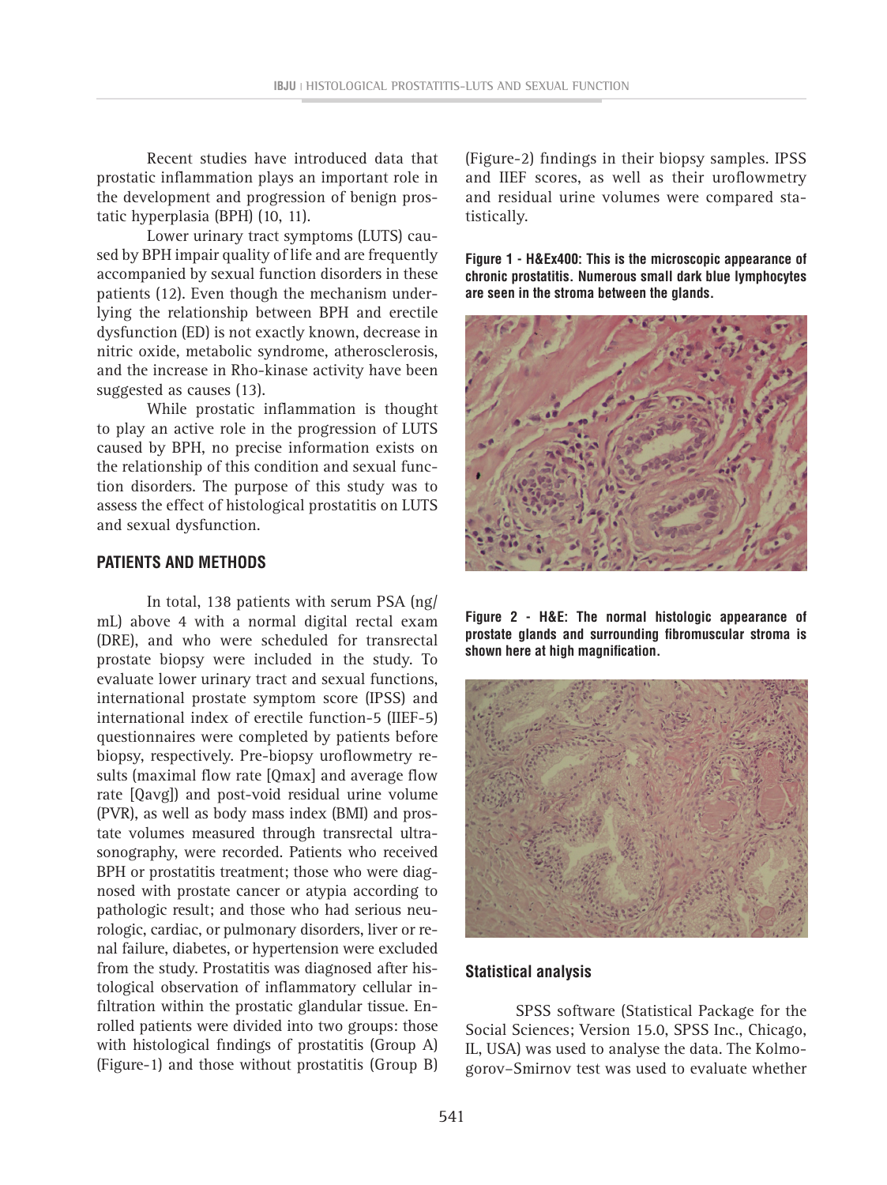Recent studies have introduced data that prostatic inflammation plays an important role in the development and progression of benign prostatic hyperplasia (BPH) (10, 11).

Lower urinary tract symptoms (LUTS) caused by BPH impair quality of life and are frequently accompanied by sexual function disorders in these patients (12). Even though the mechanism underlying the relationship between BPH and erectile dysfunction (ED) is not exactly known, decrease in nitric oxide, metabolic syndrome, atherosclerosis, and the increase in Rho-kinase activity have been suggested as causes (13).

While prostatic inflammation is thought to play an active role in the progression of LUTS caused by BPH, no precise information exists on the relationship of this condition and sexual function disorders. The purpose of this study was to assess the effect of histological prostatitis on LUTS and sexual dysfunction.

## PATIENTS AND METHODS

In total, 138 patients with serum PSA (ng/mL) above 4 with a normal digital rectal exam (DRE), and who were scheduled for transrectal prostate biopsy were included in the study. To evaluate lower urinary tract and sexual functions, international prostate symptom score (IPSS) and international index of erectile function-5 (IIEF-5) questionnaires were completed by patients before biopsy, respectively. Pre-biopsy uroflowmetry results (maximal flow rate [Qmax] and average flow rate [Qavg]) and post-void residual urine volume (PVR), as well as body mass index (BMI) and prostate volumes measured through transrectal ultrasonography, were recorded. Patients who received BPH or prostatitis treatment; those who were diagnosed with prostate cancer or atypia according to pathologic result; and those who had serious neurologic, cardiac, or pulmonary disorders, liver or renal failure, diabetes, or hypertension were excluded from the study. Prostatitis was diagnosed after histological observation of inflammatory cellular infiltration within the prostatic glandular tissue. Enrolled patients were divided into two groups: those with histological findings of prostatitis (Group A) (Figure-1) and those without prostatitis (Group B) (Figure-2) findings in their biopsy samples. IPSS and IIEF scores, as well as their uroflowmetry and residual urine volumes were compared statistically.

**Figure 1 - H&Ex400: This is the microscopic appearance of chronic prostatitis. Numerous small dark blue lymphocytes are seen in the stroma between the glands.**

**Figure 2 - H&E: The normal histologic appearance of prostate glands and surrounding fibromuscular stroma is shown here at high magnification.**

### Statistical analysis

SPSS software (Statistical Package for the Social Sciences; Version 15.0, SPSS Inc., Chicago, IL, USA) was used to analyse the data. The Kolmogorov–Smirnov test was used to evaluate whether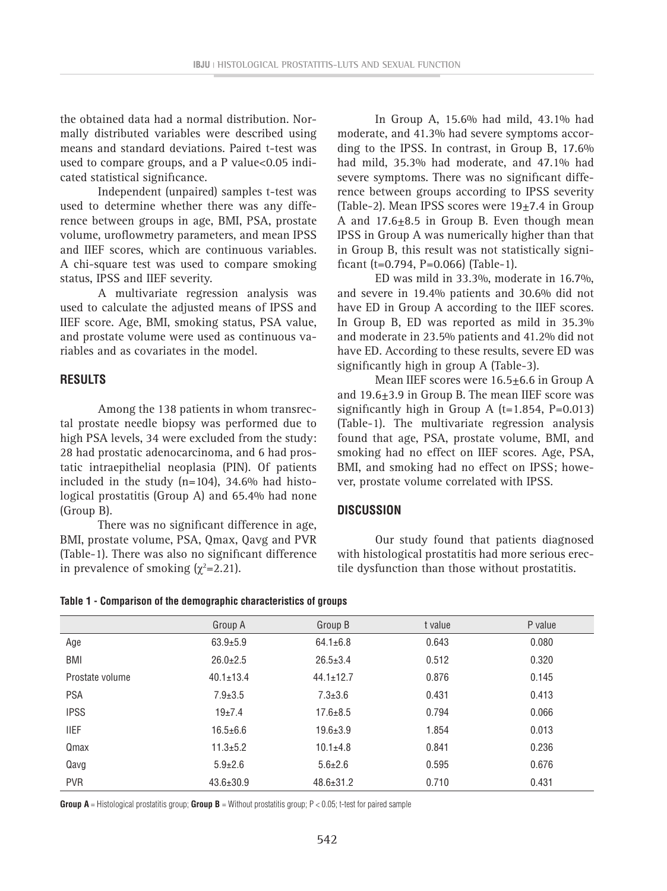the obtained data had a normal distribution. Normally distributed variables were described using means and standard deviations. Paired t-test was used to compare groups, and a P value<0.05 indicated statistical significance.

Independent (unpaired) samples t-test was used to determine whether there was any difference between groups in age, BMI, PSA, prostate volume, uroflowmetry parameters, and mean IPSS and IIEF scores, which are continuous variables. A chi-square test was used to compare smoking status, IPSS and IIEF severity.

A multivariate regression analysis was used to calculate the adjusted means of IPSS and IIEF score. Age, BMI, smoking status, PSA value, and prostate volume were used as continuous variables and as covariates in the model.

## RESULTS

Among the 138 patients in whom transrectal prostate needle biopsy was performed due to high PSA levels, 34 were excluded from the study: 28 had prostatic adenocarcinoma, and 6 had prostatic intraepithelial neoplasia (PIN). Of patients included in the study (n=104), 34.6% had histological prostatitis (Group A) and 65.4% had none (Group B).

There was no significant difference in age, BMI, prostate volume, PSA, Qmax, Qavg and PVR (Table-1). There was also no significant difference in prevalence of smoking ($\chi^2$=2.21).

In Group A, 15.6% had mild, 43.1% had moderate, and 41.3% had severe symptoms according to the IPSS. In contrast, in Group B, 17.6% had mild, 35.3% had moderate, and 47.1% had severe symptoms. There was no significant difference between groups according to IPSS severity (Table-2). Mean IPSS scores were 19±7.4 in Group A and 17.6±8.5 in Group B. Even though mean IPSS in Group A was numerically higher than that in Group B, this result was not statistically significant (t=0.794, P=0.066) (Table-1).

ED was mild in 33.3%, moderate in 16.7%, and severe in 19.4% patients and 30.6% did not have ED in Group A according to the IIEF scores. In Group B, ED was reported as mild in 35.3% and moderate in 23.5% patients and 41.2% did not have ED. According to these results, severe ED was significantly high in group A (Table-3).

Mean IIEF scores were 16.5±6.6 in Group A and 19.6±3.9 in Group B. The mean IIEF score was significantly high in Group A (t=1.854, P=0.013) (Table-1). The multivariate regression analysis found that age, PSA, prostate volume, BMI, and smoking had no effect on IIEF scores. Age, PSA, BMI, and smoking had no effect on IPSS; however, prostate volume correlated with IPSS.

## DISCUSSION

Our study found that patients diagnosed with histological prostatitis had more serious erectile dysfunction than those without prostatitis.

**Table 1 - Comparison of the demographic characteristics of groups**

| | Group A | Group B | t value | P value |
|---|---|---|---|---|
| Age | 63.9±5.9 | 64.1±6.8 | 0.643 | 0.080 |
| BMI | 26.0±2.5 | 26.5±3.4 | 0.512 | 0.320 |
| Prostate volume | 40.1±13.4 | 44.1±12.7 | 0.876 | 0.145 |
| PSA | 7.9±3.5 | 7.3±3.6 | 0.431 | 0.413 |
| IPSS | 19±7.4 | 17.6±8.5 | 0.794 | 0.066 |
| IIEF | 16.5±6.6 | 19.6±3.9 | 1.854 | 0.013 |
| Qmax | 11.3±5.2 | 10.1±4.8 | 0.841 | 0.236 |
| Qavg | 5.9±2.6 | 5.6±2.6 | 0.595 | 0.676 |
| PVR | 43.6±30.9 | 48.6±31.2 | 0.710 | 0.431 |

**Group A** = Histological prostatitis group; **Group B** = Without prostatitis group; P < 0.05; t-test for paired sample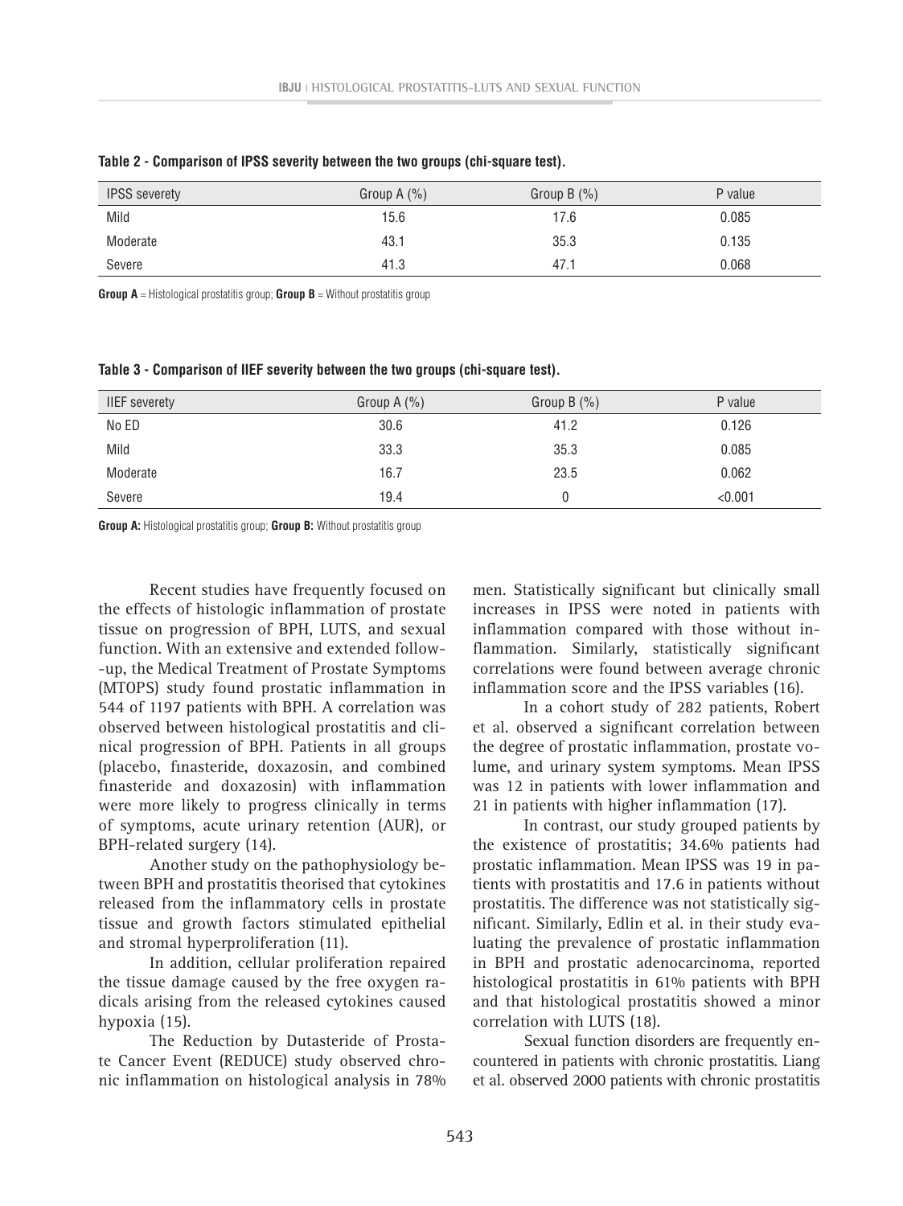**Table 2 - Comparison of IPSS severity between the two groups (chi-square test).**

| IPSS severety | Group A (%) | Group B (%) | P value |
|---|---|---|---|
| Mild | 15.6 | 17.6 | 0.085 |
| Moderate | 43.1 | 35.3 | 0.135 |
| Severe | 41.3 | 47.1 | 0.068 |

**Group A** = Histological prostatitis group; **Group B** = Without prostatitis group

**Table 3 - Comparison of IIEF severity between the two groups (chi-square test).**

| IIEF severety | Group A (%) | Group B (%) | P value |
|---|---|---|---|
| No ED | 30.6 | 41.2 | 0.126 |
| Mild | 33.3 | 35.3 | 0.085 |
| Moderate | 16.7 | 23.5 | 0.062 |
| Severe | 19.4 | 0 | <0.001 |

**Group A:** Histological prostatitis group; **Group B:** Without prostatitis group

Recent studies have frequently focused on the effects of histologic inflammation of prostate tissue on progression of BPH, LUTS, and sexual function. With an extensive and extended follow-up, the Medical Treatment of Prostate Symptoms (MTOPS) study found prostatic inflammation in 544 of 1197 patients with BPH. A correlation was observed between histological prostatitis and clinical progression of BPH. Patients in all groups (placebo, finasteride, doxazosin, and combined finasteride and doxazosin) with inflammation were more likely to progress clinically in terms of symptoms, acute urinary retention (AUR), or BPH-related surgery (14).

Another study on the pathophysiology between BPH and prostatitis theorised that cytokines released from the inflammatory cells in prostate tissue and growth factors stimulated epithelial and stromal hyperproliferation (11).

In addition, cellular proliferation repaired the tissue damage caused by the free oxygen radicals arising from the released cytokines caused hypoxia (15).

The Reduction by Dutasteride of Prostate Cancer Event (REDUCE) study observed chronic inflammation on histological analysis in 78% men. Statistically significant but clinically small increases in IPSS were noted in patients with inflammation compared with those without inflammation. Similarly, statistically significant correlations were found between average chronic inflammation score and the IPSS variables (16).

In a cohort study of 282 patients, Robert et al. observed a significant correlation between the degree of prostatic inflammation, prostate volume, and urinary system symptoms. Mean IPSS was 12 in patients with lower inflammation and 21 in patients with higher inflammation (17).

In contrast, our study grouped patients by the existence of prostatitis; 34.6% patients had prostatic inflammation. Mean IPSS was 19 in patients with prostatitis and 17.6 in patients without prostatitis. The difference was not statistically significant. Similarly, Edlin et al. in their study evaluating the prevalence of prostatic inflammation in BPH and prostatic adenocarcinoma, reported histological prostatitis in 61% patients with BPH and that histological prostatitis showed a minor correlation with LUTS (18).

Sexual function disorders are frequently encountered in patients with chronic prostatitis. Liang et al. observed 2000 patients with chronic prostatitis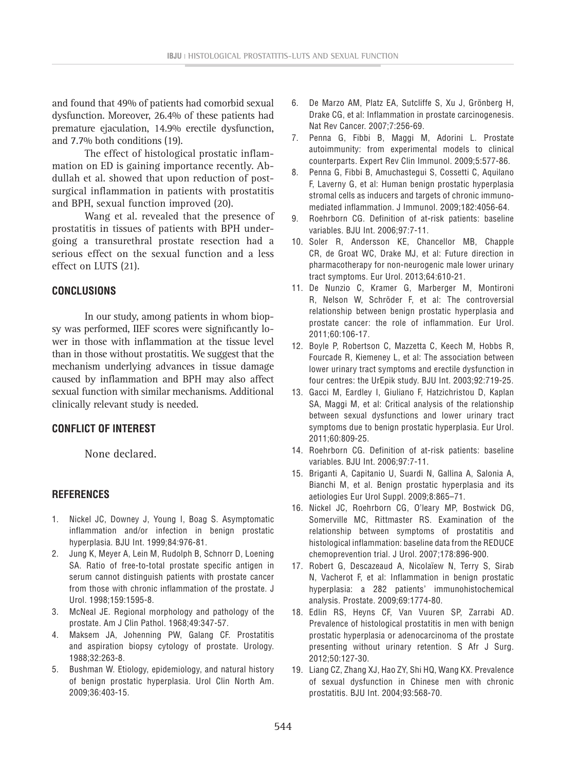and found that 49% of patients had comorbid sexual dysfunction. Moreover, 26.4% of these patients had premature ejaculation, 14.9% erectile dysfunction, and 7.7% both conditions (19).

The effect of histological prostatic inflammation on ED is gaining importance recently. Abdullah et al. showed that upon reduction of post-surgical inflammation in patients with prostatitis and BPH, sexual function improved (20).

Wang et al. revealed that the presence of prostatitis in tissues of patients with BPH undergoing a transurethral prostate resection had a serious effect on the sexual function and a less effect on LUTS (21).

## CONCLUSIONS

In our study, among patients in whom biopsy was performed, IIEF scores were significantly lower in those with inflammation at the tissue level than in those without prostatitis. We suggest that the mechanism underlying advances in tissue damage caused by inflammation and BPH may also affect sexual function with similar mechanisms. Additional clinically relevant study is needed.

## CONFLICT OF INTEREST

None declared.

## REFERENCES

1. Nickel JC, Downey J, Young I, Boag S. Asymptomatic inflammation and/or infection in benign prostatic hyperplasia. BJU Int. 1999;84:976-81.
2. Jung K, Meyer A, Lein M, Rudolph B, Schnorr D, Loening SA. Ratio of free-to-total prostate specific antigen in serum cannot distinguish patients with prostate cancer from those with chronic inflammation of the prostate. J Urol. 1998;159:1595-8.
3. McNeal JE. Regional morphology and pathology of the prostate. Am J Clin Pathol. 1968;49:347-57.
4. Maksem JA, Johenning PW, Galang CF. Prostatitis and aspiration biopsy cytology of prostate. Urology. 1988;32:263-8.
5. Bushman W. Etiology, epidemiology, and natural history of benign prostatic hyperplasia. Urol Clin North Am. 2009;36:403-15.
6. De Marzo AM, Platz EA, Sutcliffe S, Xu J, Grönberg H, Drake CG, et al: Inflammation in prostate carcinogenesis. Nat Rev Cancer. 2007;7:256-69.
7. Penna G, Fibbi B, Maggi M, Adorini L. Prostate autoimmunity: from experimental models to clinical counterparts. Expert Rev Clin Immunol. 2009;5:577-86.
8. Penna G, Fibbi B, Amuchastegui S, Cossetti C, Aquilano F, Laverny G, et al: Human benign prostatic hyperplasia stromal cells as inducers and targets of chronic immuno-mediated inflammation. J Immunol. 2009;182:4056-64.
9. Roehrborn CG. Definition of at-risk patients: baseline variables. BJU Int. 2006;97:7-11.
10. Soler R, Andersson KE, Chancellor MB, Chapple CR, de Groat WC, Drake MJ, et al: Future direction in pharmacotherapy for non-neurogenic male lower urinary tract symptoms. Eur Urol. 2013;64:610-21.
11. De Nunzio C, Kramer G, Marberger M, Montironi R, Nelson W, Schröder F, et al: The controversial relationship between benign prostatic hyperplasia and prostate cancer: the role of inflammation. Eur Urol. 2011;60:106-17.
12. Boyle P, Robertson C, Mazzetta C, Keech M, Hobbs R, Fourcade R, Kiemeney L, et al: The association between lower urinary tract symptoms and erectile dysfunction in four centres: the UrEpik study. BJU Int. 2003;92:719-25.
13. Gacci M, Eardley I, Giuliano F, Hatzichristou D, Kaplan SA, Maggi M, et al: Critical analysis of the relationship between sexual dysfunctions and lower urinary tract symptoms due to benign prostatic hyperplasia. Eur Urol. 2011;60:809-25.
14. Roehrborn CG. Definition of at-risk patients: baseline variables. BJU Int. 2006;97:7-11.
15. Briganti A, Capitanio U, Suardi N, Gallina A, Salonia A, Bianchi M, et al. Benign prostatic hyperplasia and its aetiologies Eur Urol Suppl. 2009;8:865–71.
16. Nickel JC, Roehrborn CG, O'leary MP, Bostwick DG, Somerville MC, Rittmaster RS. Examination of the relationship between symptoms of prostatitis and histological inflammation: baseline data from the REDUCE chemoprevention trial. J Urol. 2007;178:896-900.
17. Robert G, Descazeaud A, Nicolaïew N, Terry S, Sirab N, Vacherot F, et al: Inflammation in benign prostatic hyperplasia: a 282 patients' immunohistochemical analysis. Prostate. 2009;69:1774-80.
18. Edlin RS, Heyns CF, Van Vuuren SP, Zarrabi AD. Prevalence of histological prostatitis in men with benign prostatic hyperplasia or adenocarcinoma of the prostate presenting without urinary retention. S Afr J Surg. 2012;50:127-30.
19. Liang CZ, Zhang XJ, Hao ZY, Shi HQ, Wang KX. Prevalence of sexual dysfunction in Chinese men with chronic prostatitis. BJU Int. 2004;93:568-70.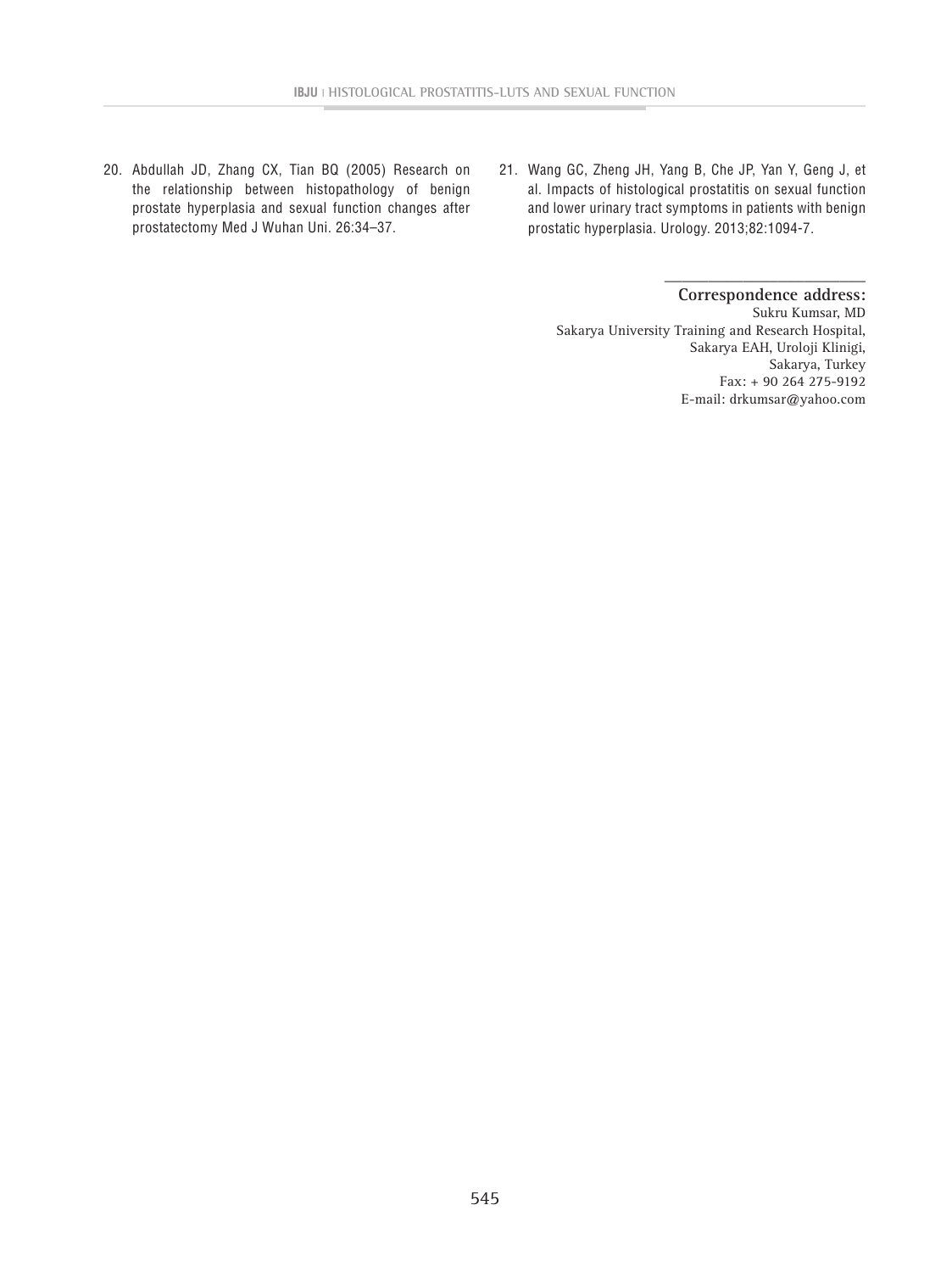20. Abdullah JD, Zhang CX, Tian BQ (2005) Research on the relationship between histopathology of benign prostate hyperplasia and sexual function changes after prostatectomy Med J Wuhan Uni. 26:34–37.

21. Wang GC, Zheng JH, Yang B, Che JP, Yan Y, Geng J, et al. Impacts of histological prostatitis on sexual function and lower urinary tract symptoms in patients with benign prostatic hyperplasia. Urology. 2013;82:1094-7.

**Correspondence address:**
Sukru Kumsar, MD
Sakarya University Training and Research Hospital,
Sakarya EAH, Uroloji Klinigi,
Sakarya, Turkey
Fax: + 90 264 275-9192
E-mail: drkumsar@yahoo.com